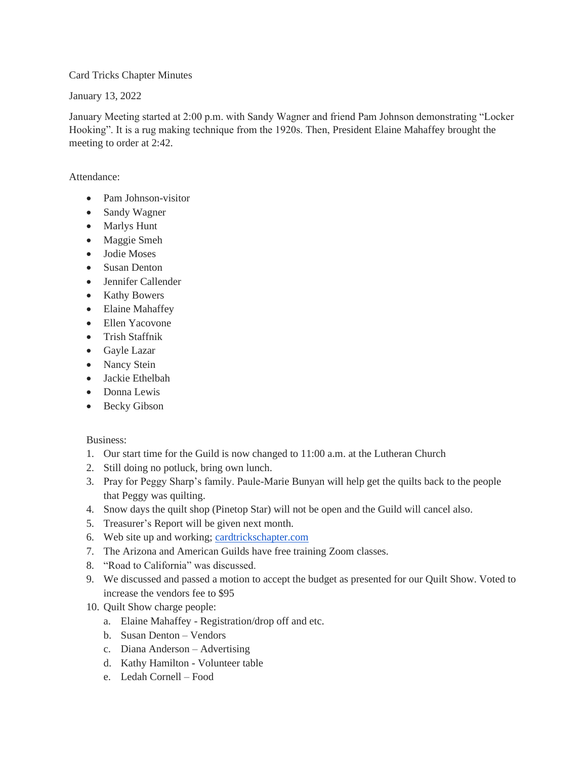Card Tricks Chapter Minutes

January 13, 2022

January Meeting started at 2:00 p.m. with Sandy Wagner and friend Pam Johnson demonstrating "Locker Hooking". It is a rug making technique from the 1920s. Then, President Elaine Mahaffey brought the meeting to order at 2:42.

Attendance:

- Pam Johnson-visitor
- Sandy Wagner
- Marlys Hunt
- Maggie Smeh
- Jodie Moses
- Susan Denton
- Jennifer Callender
- Kathy Bowers
- Elaine Mahaffey
- Ellen Yacovone
- Trish Staffnik
- Gayle Lazar
- Nancy Stein
- Jackie Ethelbah
- Donna Lewis
- Becky Gibson

Business:

1. Our start time for the Guild is now changed to 11:00 a.m. at the Lutheran Church
2. Still doing no potluck, bring own lunch.
3. Pray for Peggy Sharp's family. Paule-Marie Bunyan will help get the quilts back to the people that Peggy was quilting.
4. Snow days the quilt shop (Pinetop Star) will not be open and the Guild will cancel also.
5. Treasurer's Report will be given next month.
6. Web site up and working; [cardtrickschapter.com](cardtrickschapter.com)
7. The Arizona and American Guilds have free training Zoom classes.
8. "Road to California" was discussed.
9. We discussed and passed a motion to accept the budget as presented for our Quilt Show. Voted to increase the vendors fee to $95
10. Quilt Show charge people:
    a. Elaine Mahaffey - Registration/drop off and etc.
    b. Susan Denton – Vendors
    c. Diana Anderson – Advertising
    d. Kathy Hamilton - Volunteer table
    e. Ledah Cornell – Food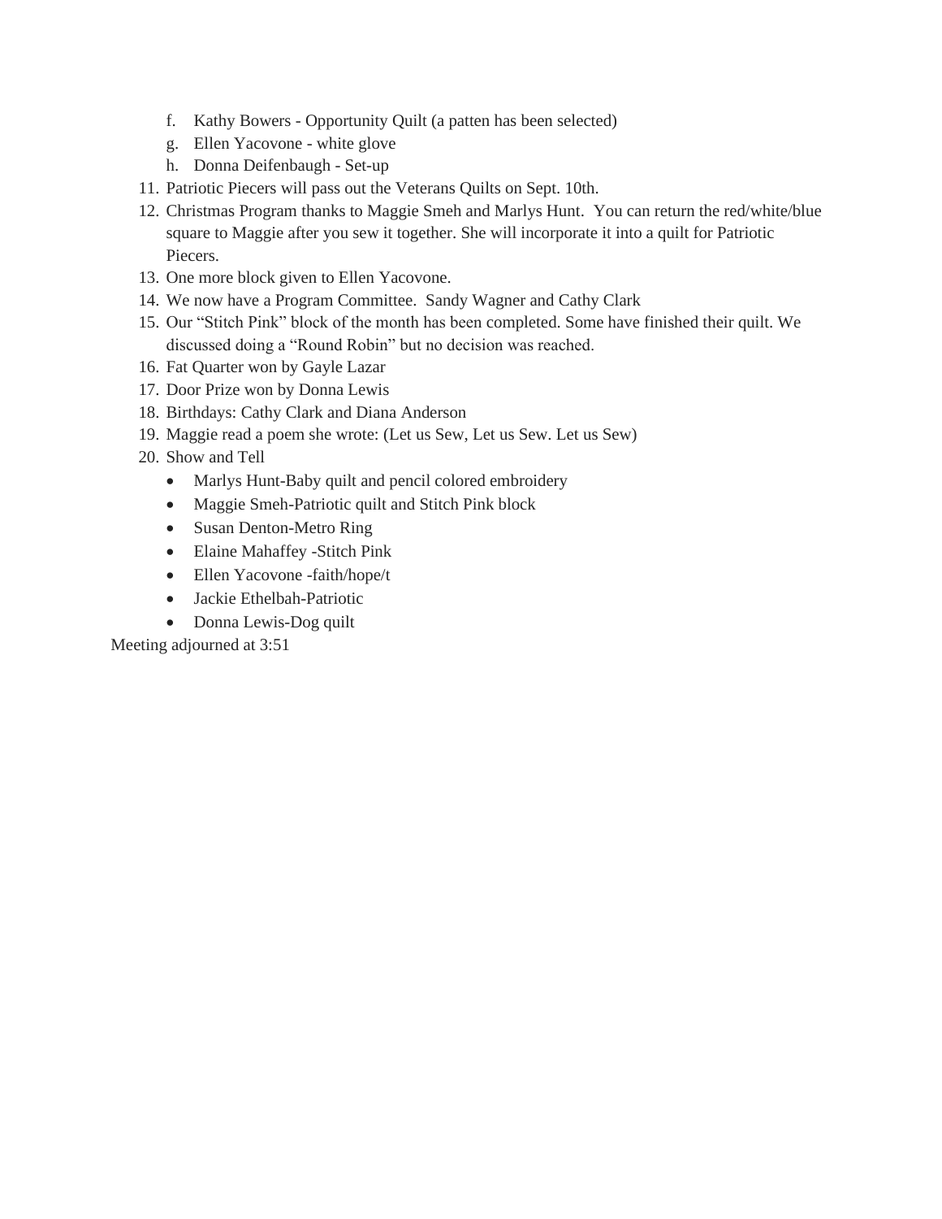f. Kathy Bowers - Opportunity Quilt (a patten has been selected)
   g. Ellen Yacovone - white glove
   h. Donna Deifenbaugh - Set-up

11. Patriotic Piecers will pass out the Veterans Quilts on Sept. 10th.
12. Christmas Program thanks to Maggie Smeh and Marlys Hunt. You can return the red/white/blue square to Maggie after you sew it together. She will incorporate it into a quilt for Patriotic Piecers.
13. One more block given to Ellen Yacovone.
14. We now have a Program Committee. Sandy Wagner and Cathy Clark
15. Our "Stitch Pink" block of the month has been completed. Some have finished their quilt. We discussed doing a "Round Robin" but no decision was reached.
16. Fat Quarter won by Gayle Lazar
17. Door Prize won by Donna Lewis
18. Birthdays: Cathy Clark and Diana Anderson
19. Maggie read a poem she wrote: (Let us Sew, Let us Sew. Let us Sew)
20. Show and Tell
    - Marlys Hunt-Baby quilt and pencil colored embroidery
    - Maggie Smeh-Patriotic quilt and Stitch Pink block
    - Susan Denton-Metro Ring
    - Elaine Mahaffey -Stitch Pink
    - Ellen Yacovone -faith/hope/t
    - Jackie Ethelbah-Patriotic
    - Donna Lewis-Dog quilt

Meeting adjourned at 3:51